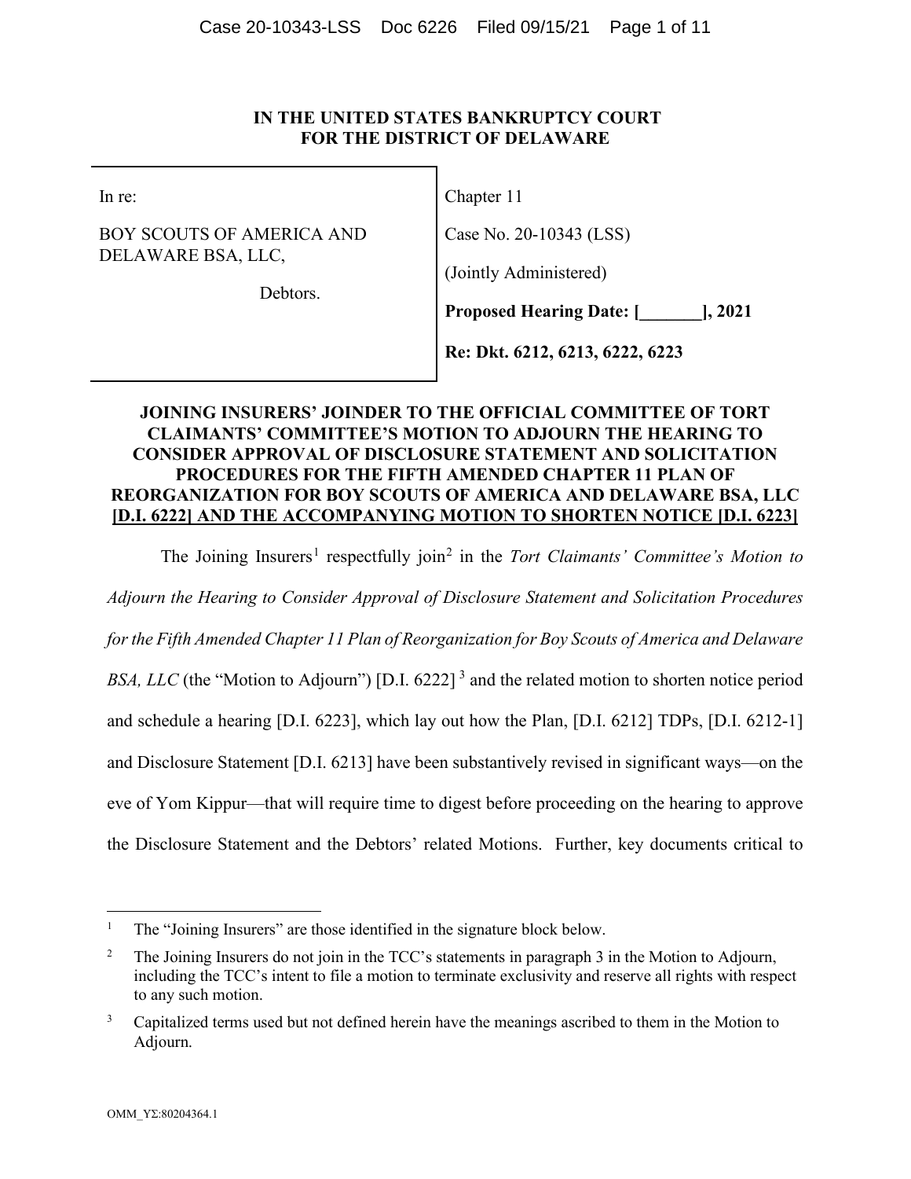**IN THE UNITED STATES BANKRUPTCY COURT**
**FOR THE DISTRICT OF DELAWARE**

| | |
|---|---|
| In re: | Chapter 11 |
| BOY SCOUTS OF AMERICA AND DELAWARE BSA, LLC, | Case No. 20-10343 (LSS) |
| Debtors. | (Jointly Administered) |
| | **Proposed Hearing Date: [_______], 2021** |
| | **Re: Dkt. 6212, 6213, 6222, 6223** |

**JOINING INSURERS' JOINDER TO THE OFFICIAL COMMITTEE OF TORT CLAIMANTS' COMMITTEE'S MOTION TO ADJOURN THE HEARING TO CONSIDER APPROVAL OF DISCLOSURE STATEMENT AND SOLICITATION PROCEDURES FOR THE FIFTH AMENDED CHAPTER 11 PLAN OF REORGANIZATION FOR BOY SCOUTS OF AMERICA AND DELAWARE BSA, LLC [D.I. 6222] AND THE ACCOMPANYING MOTION TO SHORTEN NOTICE [D.I. 6223]**

The Joining Insurers[1] respectfully join[2] in the *Tort Claimants' Committee's Motion to Adjourn the Hearing to Consider Approval of Disclosure Statement and Solicitation Procedures for the Fifth Amended Chapter 11 Plan of Reorganization for Boy Scouts of America and Delaware BSA, LLC* (the "Motion to Adjourn") [D.I. 6222] [3] and the related motion to shorten notice period and schedule a hearing [D.I. 6223], which lay out how the Plan, [D.I. 6212] TDPs, [D.I. 6212-1] and Disclosure Statement [D.I. 6213] have been substantively revised in significant ways—on the eve of Yom Kippur—that will require time to digest before proceeding on the hearing to approve the Disclosure Statement and the Debtors' related Motions. Further, key documents critical to

---

[1] The "Joining Insurers" are those identified in the signature block below.

[2] The Joining Insurers do not join in the TCC's statements in paragraph 3 in the Motion to Adjourn, including the TCC's intent to file a motion to terminate exclusivity and reserve all rights with respect to any such motion.

[3] Capitalized terms used but not defined herein have the meanings ascribed to them in the Motion to Adjourn.

OMM_YΣ:80204364.1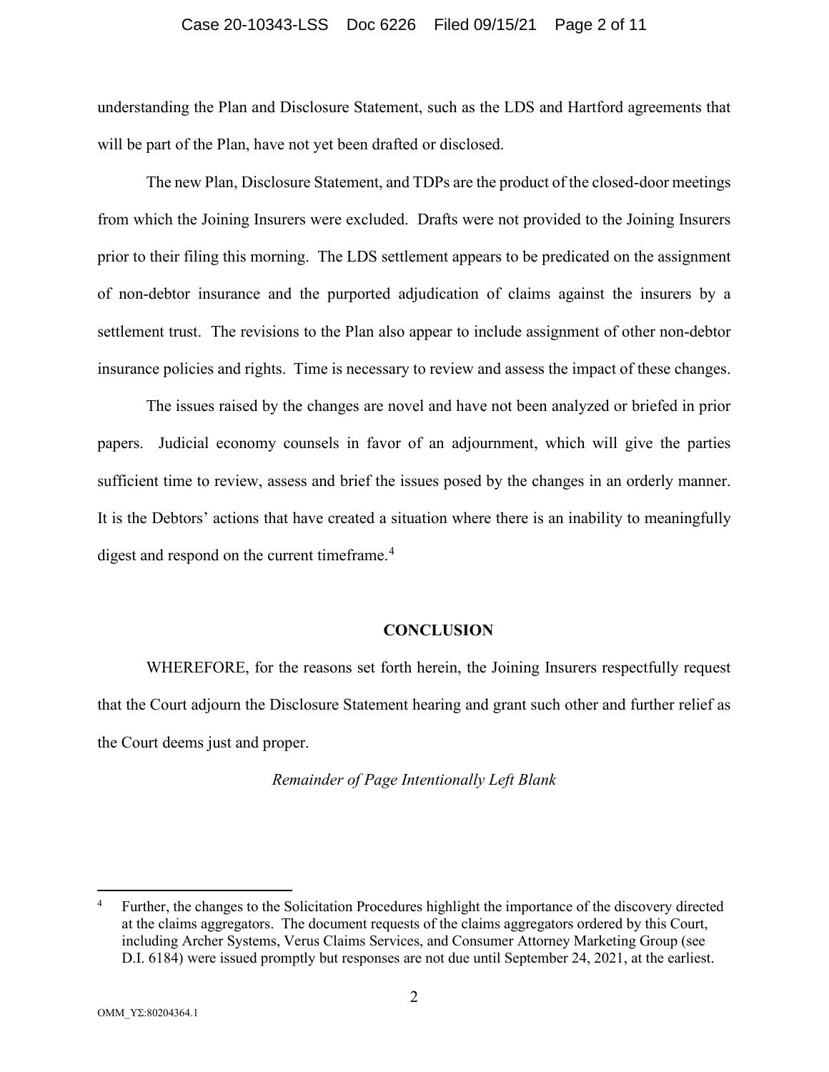understanding the Plan and Disclosure Statement, such as the LDS and Hartford agreements that will be part of the Plan, have not yet been drafted or disclosed.

The new Plan, Disclosure Statement, and TDPs are the product of the closed-door meetings from which the Joining Insurers were excluded. Drafts were not provided to the Joining Insurers prior to their filing this morning. The LDS settlement appears to be predicated on the assignment of non-debtor insurance and the purported adjudication of claims against the insurers by a settlement trust. The revisions to the Plan also appear to include assignment of other non-debtor insurance policies and rights. Time is necessary to review and assess the impact of these changes.

The issues raised by the changes are novel and have not been analyzed or briefed in prior papers. Judicial economy counsels in favor of an adjournment, which will give the parties sufficient time to review, assess and brief the issues posed by the changes in an orderly manner. It is the Debtors' actions that have created a situation where there is an inability to meaningfully digest and respond on the current timeframe.[4]

## CONCLUSION

WHEREFORE, for the reasons set forth herein, the Joining Insurers respectfully request that the Court adjourn the Disclosure Statement hearing and grant such other and further relief as the Court deems just and proper.

*Remainder of Page Intentionally Left Blank*

---

[4] Further, the changes to the Solicitation Procedures highlight the importance of the discovery directed at the claims aggregators. The document requests of the claims aggregators ordered by this Court, including Archer Systems, Verus Claims Services, and Consumer Attorney Marketing Group (see D.I. 6184) were issued promptly but responses are not due until September 24, 2021, at the earliest.

OMM_YΣ:80204364.1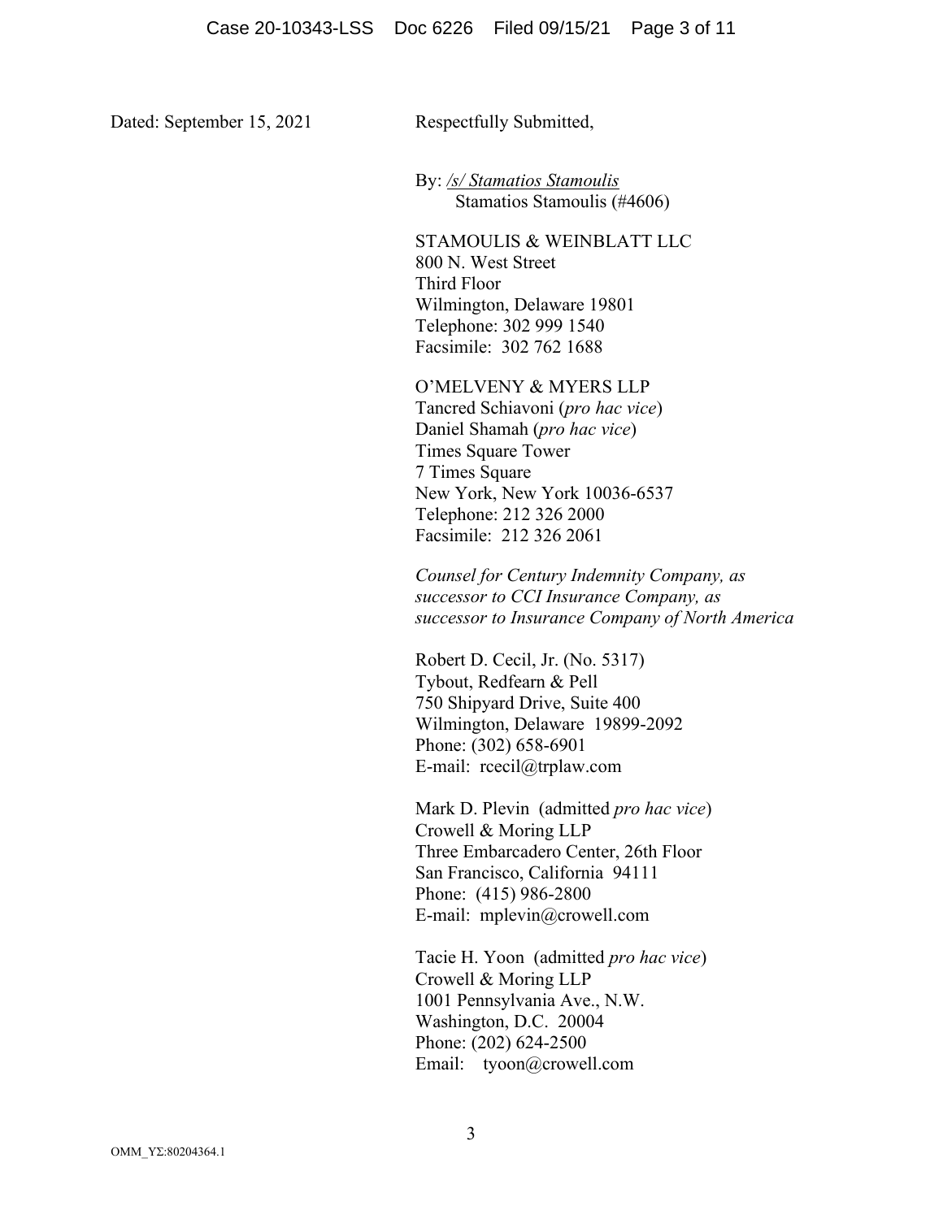Dated: September 15, 2021

Respectfully Submitted,

By: /s/ Stamatios Stamoulis
Stamatios Stamoulis (#4606)

STAMOULIS & WEINBLATT LLC
800 N. West Street
Third Floor
Wilmington, Delaware 19801
Telephone: 302 999 1540
Facsimile: 302 762 1688

O'MELVENY & MYERS LLP
Tancred Schiavoni (*pro hac vice*)
Daniel Shamah (*pro hac vice*)
Times Square Tower
7 Times Square
New York, New York 10036-6537
Telephone: 212 326 2000
Facsimile: 212 326 2061

*Counsel for Century Indemnity Company, as successor to CCI Insurance Company, as successor to Insurance Company of North America*

Robert D. Cecil, Jr. (No. 5317)
Tybout, Redfearn & Pell
750 Shipyard Drive, Suite 400
Wilmington, Delaware 19899-2092
Phone: (302) 658-6901
E-mail: rcecil@trplaw.com

Mark D. Plevin (admitted *pro hac vice*)
Crowell & Moring LLP
Three Embarcadero Center, 26th Floor
San Francisco, California 94111
Phone: (415) 986-2800
E-mail: mplevin@crowell.com

Tacie H. Yoon (admitted *pro hac vice*)
Crowell & Moring LLP
1001 Pennsylvania Ave., N.W.
Washington, D.C. 20004
Phone: (202) 624-2500
Email: tyoon@crowell.com

OMM_YΣ:80204364.1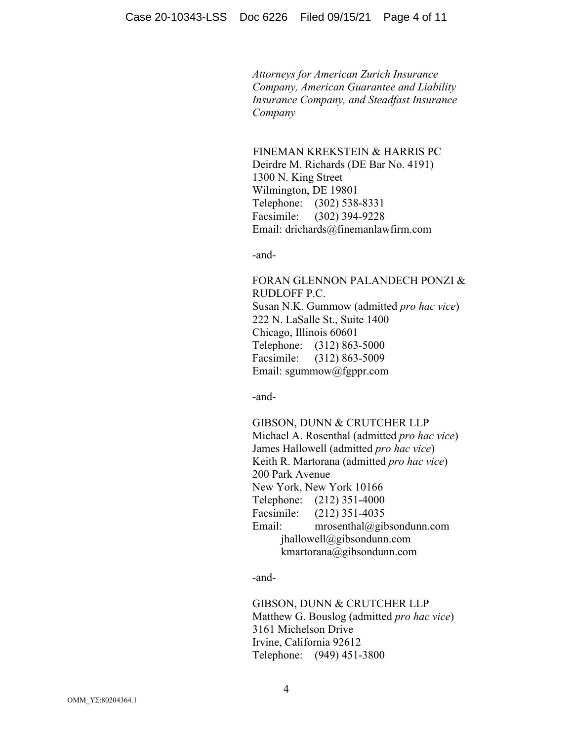*Attorneys for American Zurich Insurance Company, American Guarantee and Liability Insurance Company, and Steadfast Insurance Company*

FINEMAN KREKSTEIN & HARRIS PC
Deirdre M. Richards (DE Bar No. 4191)
1300 N. King Street
Wilmington, DE 19801
Telephone: (302) 538-8331
Facsimile: (302) 394-9228
Email: drichards@finemanlawfirm.com

-and-

FORAN GLENNON PALANDECH PONZI & RUDLOFF P.C.
Susan N.K. Gummow (admitted *pro hac vice*)
222 N. LaSalle St., Suite 1400
Chicago, Illinois 60601
Telephone: (312) 863-5000
Facsimile: (312) 863-5009
Email: sgummow@fgppr.com

-and-

GIBSON, DUNN & CRUTCHER LLP
Michael A. Rosenthal (admitted *pro hac vice*)
James Hallowell (admitted *pro hac vice*)
Keith R. Martorana (admitted *pro hac vice*)
200 Park Avenue
New York, New York 10166
Telephone: (212) 351-4000
Facsimile: (212) 351-4035
Email: mrosenthal@gibsondunn.com
jhallowell@gibsondunn.com
kmartorana@gibsondunn.com

-and-

GIBSON, DUNN & CRUTCHER LLP
Matthew G. Bouslog (admitted *pro hac vice*)
3161 Michelson Drive
Irvine, California 92612
Telephone: (949) 451-3800

OMM_YΣ:80204364.1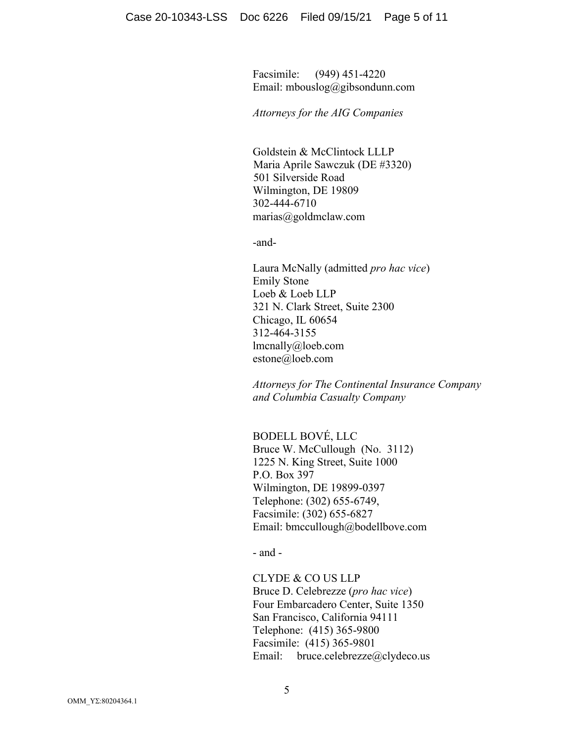Facsimile: (949) 451-4220
Email: mbouslog@gibsondunn.com

*Attorneys for the AIG Companies*

Goldstein & McClintock LLLP
Maria Aprile Sawczuk (DE #3320)
501 Silverside Road
Wilmington, DE 19809
302-444-6710
marias@goldmclaw.com

-and-

Laura McNally (admitted *pro hac vice*)
Emily Stone
Loeb & Loeb LLP
321 N. Clark Street, Suite 2300
Chicago, IL 60654
312-464-3155
lmcnally@loeb.com
estone@loeb.com

*Attorneys for The Continental Insurance Company and Columbia Casualty Company*

BODELL BOVÉ, LLC
Bruce W. McCullough (No. 3112)
1225 N. King Street, Suite 1000
P.O. Box 397
Wilmington, DE 19899-0397
Telephone: (302) 655-6749,
Facsimile: (302) 655-6827
Email: bmccullough@bodellbove.com

- and -

CLYDE & CO US LLP
Bruce D. Celebrezze (*pro hac vice*)
Four Embarcadero Center, Suite 1350
San Francisco, California 94111
Telephone: (415) 365-9800
Facsimile: (415) 365-9801
Email: bruce.celebrezze@clydeco.us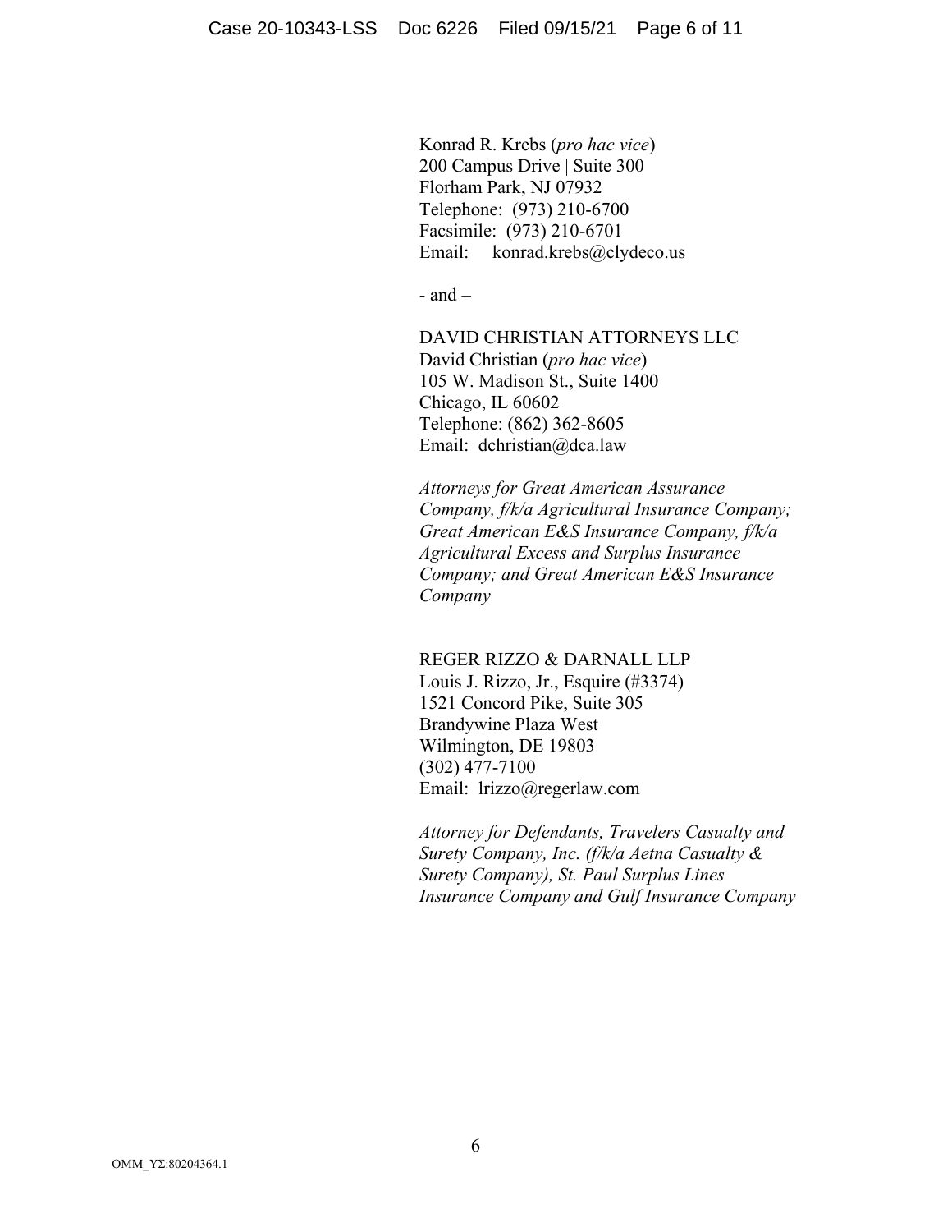Konrad R. Krebs (*pro hac vice*)
200 Campus Drive | Suite 300
Florham Park, NJ 07932
Telephone: (973) 210-6700
Facsimile: (973) 210-6701
Email: konrad.krebs@clydeco.us

- and –

DAVID CHRISTIAN ATTORNEYS LLC
David Christian (*pro hac vice*)
105 W. Madison St., Suite 1400
Chicago, IL 60602
Telephone: (862) 362-8605
Email: dchristian@dca.law

*Attorneys for Great American Assurance Company, f/k/a Agricultural Insurance Company; Great American E&S Insurance Company, f/k/a Agricultural Excess and Surplus Insurance Company; and Great American E&S Insurance Company*

REGER RIZZO & DARNALL LLP
Louis J. Rizzo, Jr., Esquire (#3374)
1521 Concord Pike, Suite 305
Brandywine Plaza West
Wilmington, DE 19803
(302) 477-7100
Email: lrizzo@regerlaw.com

*Attorney for Defendants, Travelers Casualty and Surety Company, Inc. (f/k/a Aetna Casualty & Surety Company), St. Paul Surplus Lines Insurance Company and Gulf Insurance Company*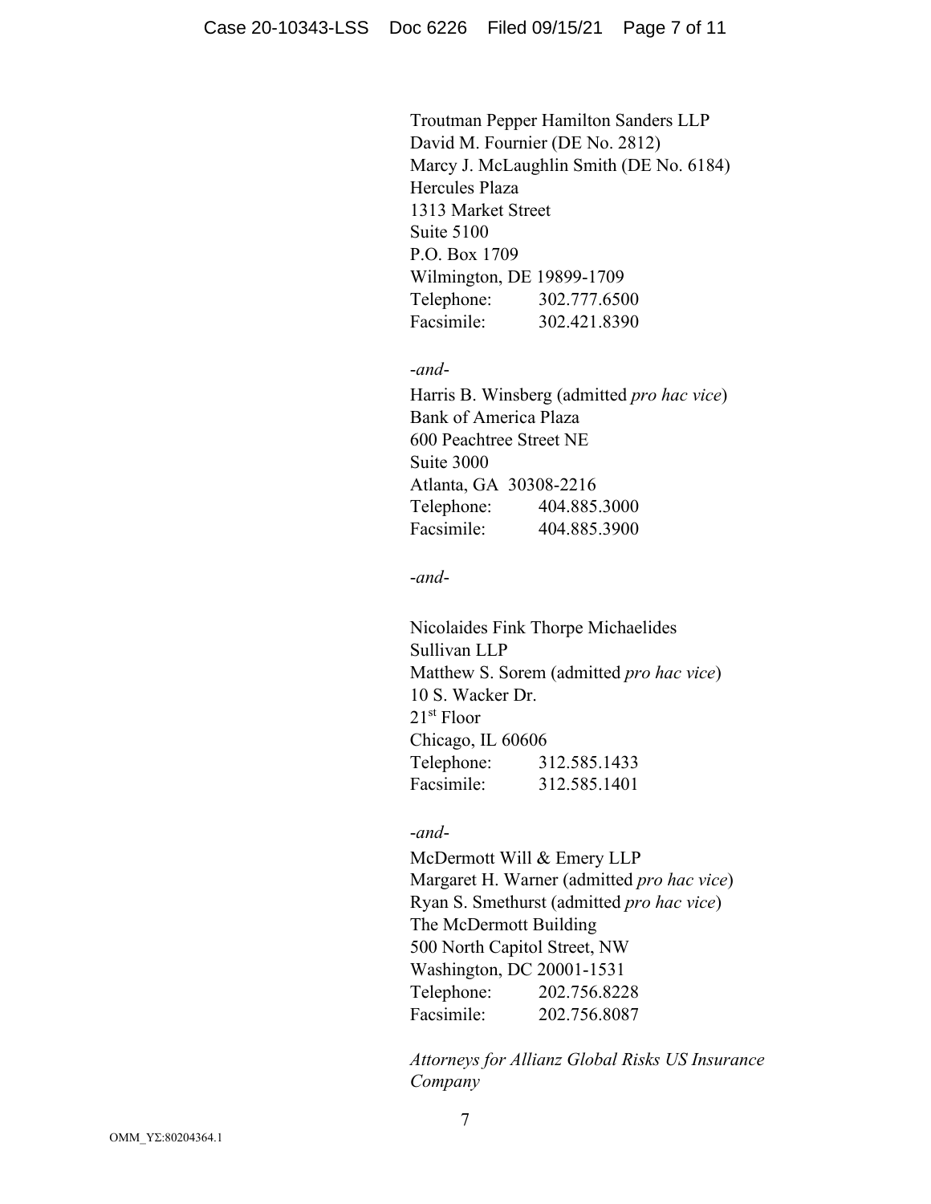Troutman Pepper Hamilton Sanders LLP
David M. Fournier (DE No. 2812)
Marcy J. McLaughlin Smith (DE No. 6184)
Hercules Plaza
1313 Market Street
Suite 5100
P.O. Box 1709
Wilmington, DE 19899-1709
Telephone: 302.777.6500
Facsimile: 302.421.8390

*-and-*

Harris B. Winsberg (admitted *pro hac vice*)
Bank of America Plaza
600 Peachtree Street NE
Suite 3000
Atlanta, GA 30308-2216
Telephone: 404.885.3000
Facsimile: 404.885.3900

*-and-*

Nicolaides Fink Thorpe Michaelides
Sullivan LLP
Matthew S. Sorem (admitted *pro hac vice*)
10 S. Wacker Dr.
21st Floor
Chicago, IL 60606
Telephone: 312.585.1433
Facsimile: 312.585.1401

*-and-*

McDermott Will & Emery LLP
Margaret H. Warner (admitted *pro hac vice*)
Ryan S. Smethurst (admitted *pro hac vice*)
The McDermott Building
500 North Capitol Street, NW
Washington, DC 20001-1531
Telephone: 202.756.8228
Facsimile: 202.756.8087

*Attorneys for Allianz Global Risks US Insurance Company*

OMM_YΣ:80204364.1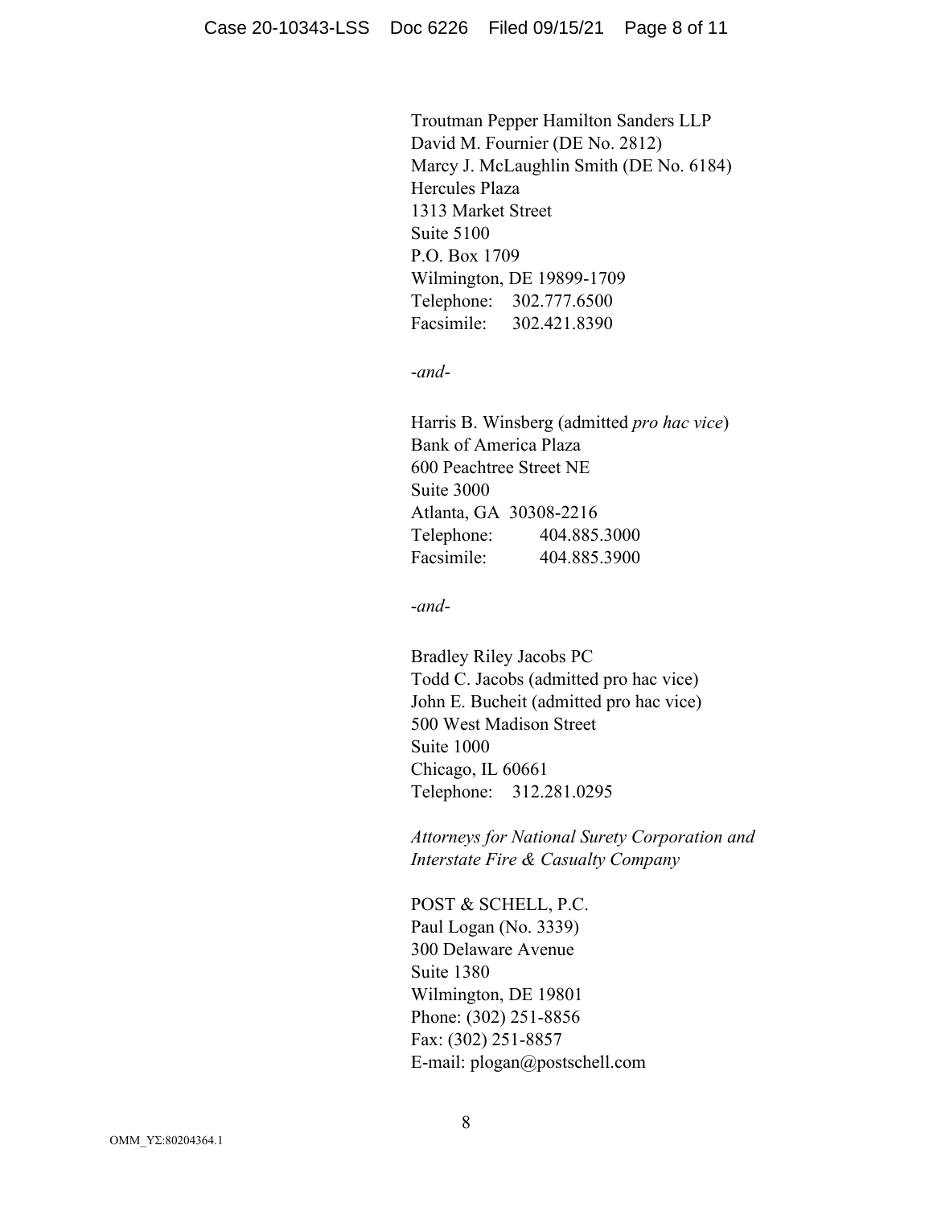Troutman Pepper Hamilton Sanders LLP
David M. Fournier (DE No. 2812)
Marcy J. McLaughlin Smith (DE No. 6184)
Hercules Plaza
1313 Market Street
Suite 5100
P.O. Box 1709
Wilmington, DE 19899-1709
Telephone: 302.777.6500
Facsimile: 302.421.8390

*-and-*

Harris B. Winsberg (admitted *pro hac vice*)
Bank of America Plaza
600 Peachtree Street NE
Suite 3000
Atlanta, GA 30308-2216
Telephone: 404.885.3000
Facsimile: 404.885.3900

*-and-*

Bradley Riley Jacobs PC
Todd C. Jacobs (admitted pro hac vice)
John E. Bucheit (admitted pro hac vice)
500 West Madison Street
Suite 1000
Chicago, IL 60661
Telephone: 312.281.0295

*Attorneys for National Surety Corporation and Interstate Fire & Casualty Company*

POST & SCHELL, P.C.
Paul Logan (No. 3339)
300 Delaware Avenue
Suite 1380
Wilmington, DE 19801
Phone: (302) 251-8856
Fax: (302) 251-8857
E-mail: plogan@postschell.com

OMM_YΣ:80204364.1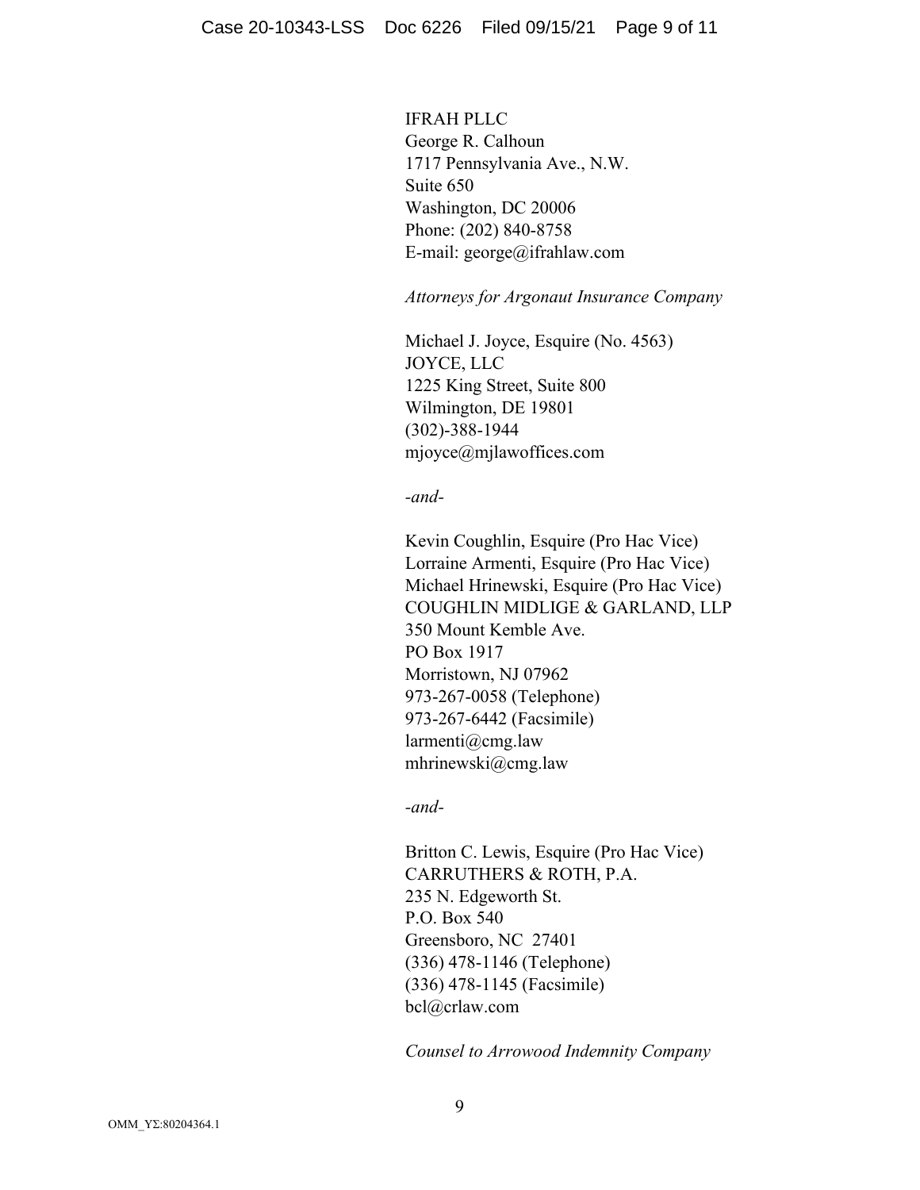IFRAH PLLC
George R. Calhoun
1717 Pennsylvania Ave., N.W.
Suite 650
Washington, DC 20006
Phone: (202) 840-8758
E-mail: george@ifrahlaw.com

*Attorneys for Argonaut Insurance Company*

Michael J. Joyce, Esquire (No. 4563)
JOYCE, LLC
1225 King Street, Suite 800
Wilmington, DE 19801
(302)-388-1944
mjoyce@mjlawoffices.com

*-and-*

Kevin Coughlin, Esquire (Pro Hac Vice)
Lorraine Armenti, Esquire (Pro Hac Vice)
Michael Hrinewski, Esquire (Pro Hac Vice)
COUGHLIN MIDLIGE & GARLAND, LLP
350 Mount Kemble Ave.
PO Box 1917
Morristown, NJ 07962
973-267-0058 (Telephone)
973-267-6442 (Facsimile)
larmenti@cmg.law
mhrinewski@cmg.law

*-and-*

Britton C. Lewis, Esquire (Pro Hac Vice)
CARRUTHERS & ROTH, P.A.
235 N. Edgeworth St.
P.O. Box 540
Greensboro, NC 27401
(336) 478-1146 (Telephone)
(336) 478-1145 (Facsimile)
bcl@crlaw.com

*Counsel to Arrowood Indemnity Company*

OMM_YΣ:80204364.1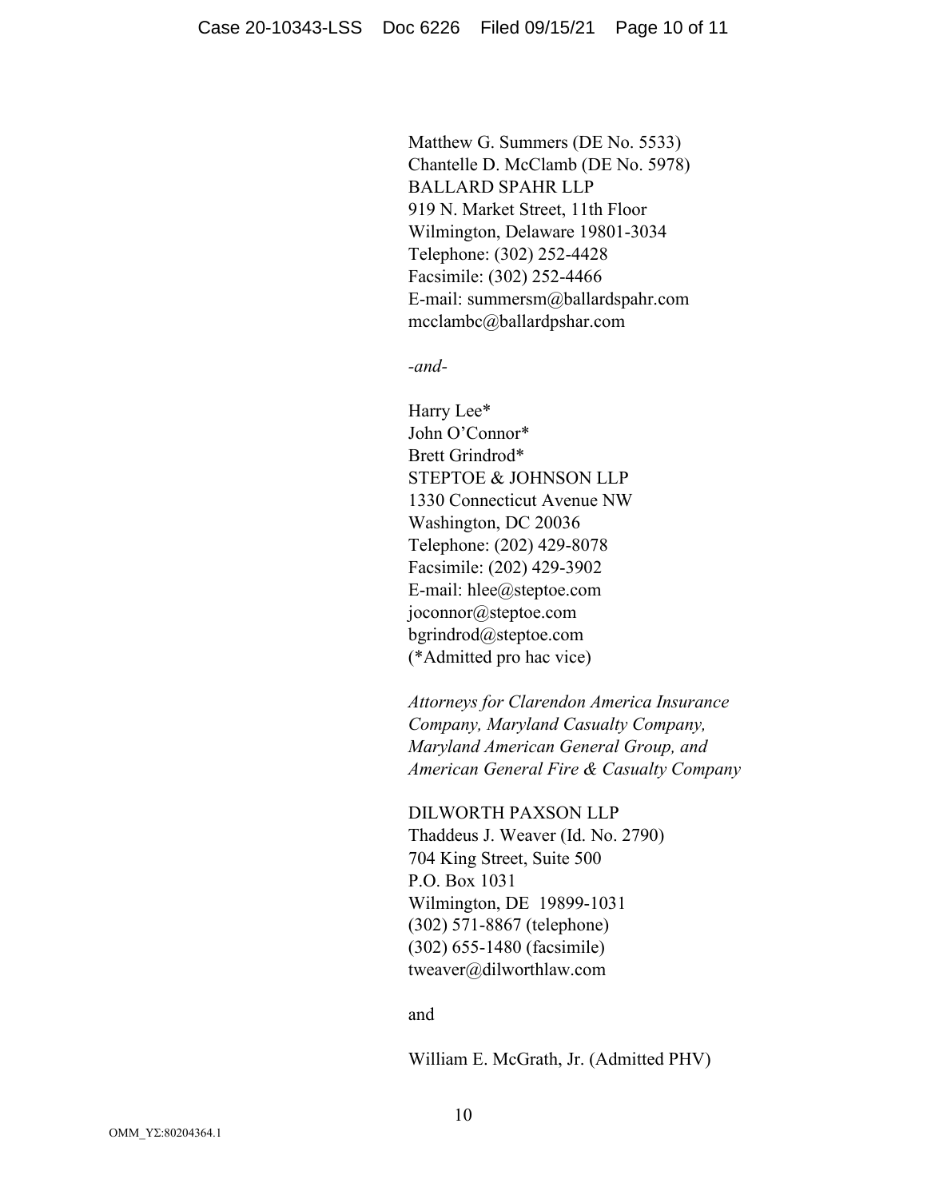Matthew G. Summers (DE No. 5533)
Chantelle D. McClamb (DE No. 5978)
BALLARD SPAHR LLP
919 N. Market Street, 11th Floor
Wilmington, Delaware 19801-3034
Telephone: (302) 252-4428
Facsimile: (302) 252-4466
E-mail: summersm@ballardspahr.com
mcclambc@ballardpshar.com

*-and-*

Harry Lee*
John O'Connor*
Brett Grindrod*
STEPTOE & JOHNSON LLP
1330 Connecticut Avenue NW
Washington, DC 20036
Telephone: (202) 429-8078
Facsimile: (202) 429-3902
E-mail: hlee@steptoe.com
joconnor@steptoe.com
bgrindrod@steptoe.com
(*Admitted pro hac vice)

*Attorneys for Clarendon America Insurance Company, Maryland Casualty Company, Maryland American General Group, and American General Fire & Casualty Company*

DILWORTH PAXSON LLP
Thaddeus J. Weaver (Id. No. 2790)
704 King Street, Suite 500
P.O. Box 1031
Wilmington, DE 19899-1031
(302) 571-8867 (telephone)
(302) 655-1480 (facsimile)
tweaver@dilworthlaw.com

and

William E. McGrath, Jr. (Admitted PHV)

OMM_YΣ:80204364.1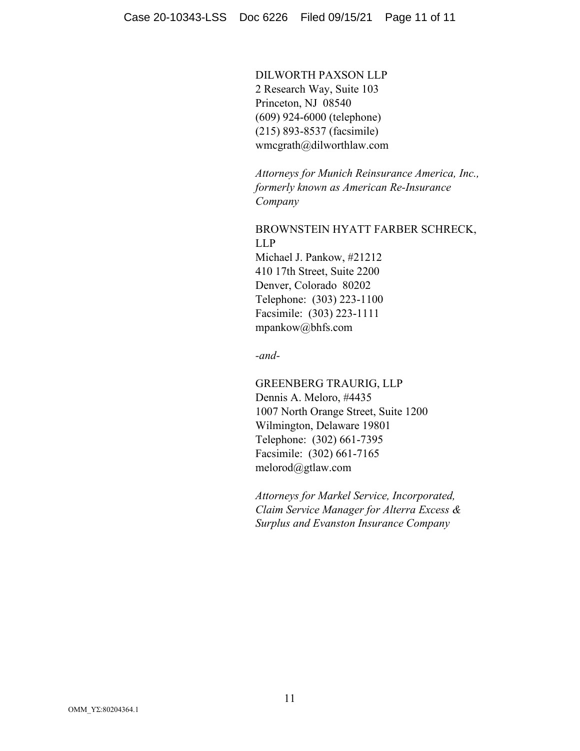DILWORTH PAXSON LLP
2 Research Way, Suite 103
Princeton, NJ 08540
(609) 924-6000 (telephone)
(215) 893-8537 (facsimile)
wmcgrath@dilworthlaw.com

*Attorneys for Munich Reinsurance America, Inc., formerly known as American Re-Insurance Company*

BROWNSTEIN HYATT FARBER SCHRECK, LLP
Michael J. Pankow, #21212
410 17th Street, Suite 2200
Denver, Colorado 80202
Telephone: (303) 223-1100
Facsimile: (303) 223-1111
mpankow@bhfs.com

*-and-*

GREENBERG TRAURIG, LLP
Dennis A. Meloro, #4435
1007 North Orange Street, Suite 1200
Wilmington, Delaware 19801
Telephone: (302) 661-7395
Facsimile: (302) 661-7165
melorod@gtlaw.com

*Attorneys for Markel Service, Incorporated, Claim Service Manager for Alterra Excess & Surplus and Evanston Insurance Company*

OMM_YΣ:80204364.1